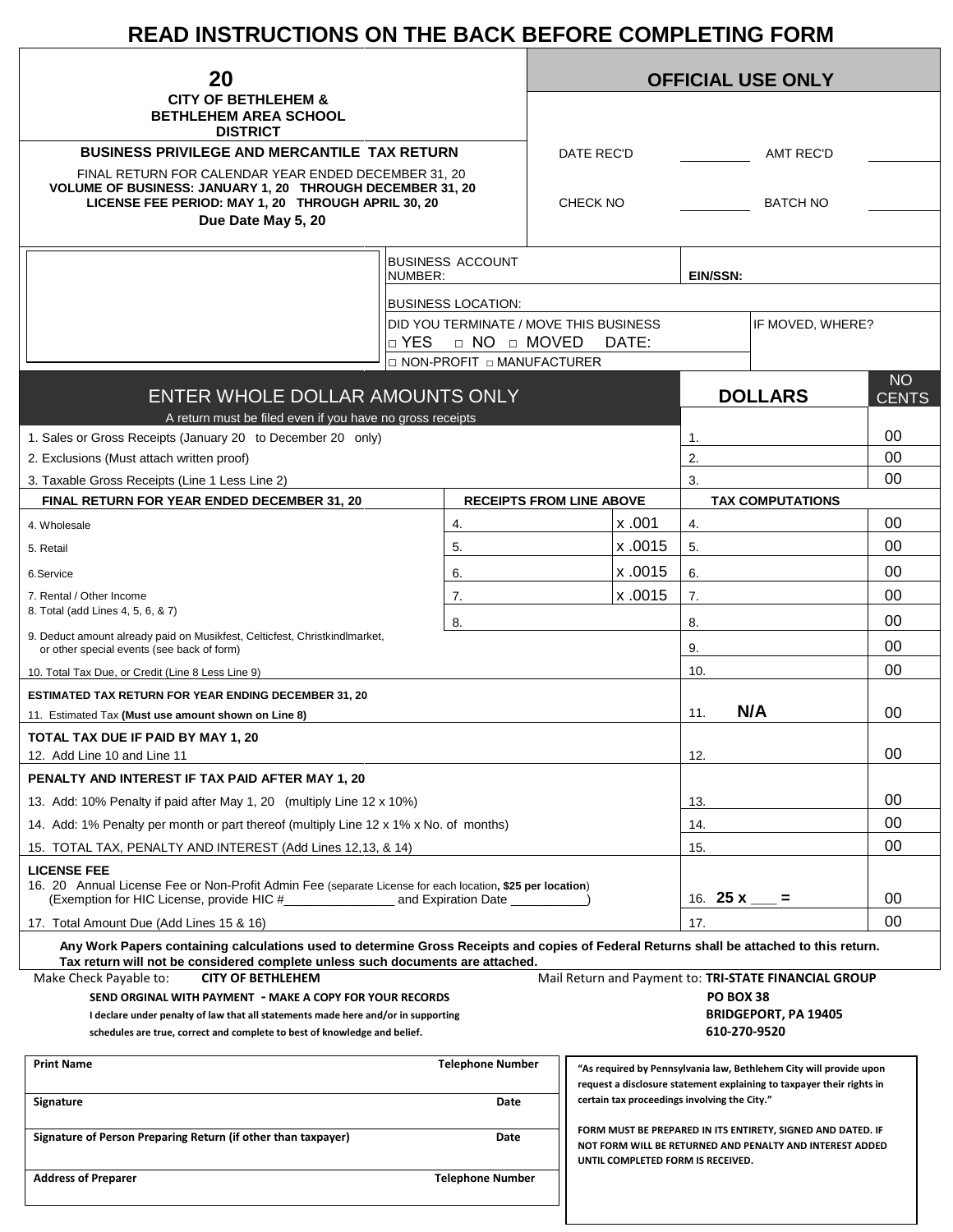# READ INSTRUCTIONS ON THE BACK BEFORE COMPLETING FORM

| 20<br>**CITY OF BETHLEHEM & BETHLEHEM AREA SCHOOL DISTRICT** | **OFFICIAL USE ONLY** | | | |
|---|---|---|---|---|
| **BUSINESS PRIVILEGE AND MERCANTILE TAX RETURN**<br>FINAL RETURN FOR CALENDAR YEAR ENDED DECEMBER 31, 20<br>**VOLUME OF BUSINESS: JANUARY 1, 20 THROUGH DECEMBER 31, 20**<br>**LICENSE FEE PERIOD: MAY 1, 20 THROUGH APRIL 30, 20**<br>**Due Date May 5, 20** | DATE REC'D | | AMT REC'D | |
| | CHECK NO | | BATCH NO | |

| | BUSINESS ACCOUNT NUMBER: | **EIN/SSN:** |
|---|---|---|
| | BUSINESS LOCATION: | |
| | DID YOU TERMINATE / MOVE THIS BUSINESS<br>□ YES □ NO □ MOVED DATE: | IF MOVED, WHERE? |
| | □ NON-PROFIT □ MANUFACTURER | |

| ENTER WHOLE DOLLAR AMOUNTS ONLY<br>A return must be filed even if you have no gross receipts | | | **DOLLARS** | NO CENTS |
|---|---|---|---|---|
| 1. Sales or Gross Receipts (January 20 to December 20 only) | | | 1. | 00 |
| 2. Exclusions (Must attach written proof) | | | 2. | 00 |
| 3. Taxable Gross Receipts (Line 1 Less Line 2) | | | 3. | 00 |
| **FINAL RETURN FOR YEAR ENDED DECEMBER 31, 20** | **RECEIPTS FROM LINE ABOVE** | | **TAX COMPUTATIONS** | |
| 4. Wholesale | 4. | x .001 | 4. | 00 |
| 5. Retail | 5. | x .0015 | 5. | 00 |
| 6.Service | 6. | x .0015 | 6. | 00 |
| 7. Rental / Other Income | 7. | x .0015 | 7. | 00 |
| 8. Total (add Lines 4, 5, 6, & 7) | 8. | | 8. | 00 |
| 9. Deduct amount already paid on Musikfest, Celticfest, Christkindlmarket, or other special events (see back of form) | | | 9. | 00 |
| 10. Total Tax Due, or Credit (Line 8 Less Line 9) | | | 10. | 00 |
| **ESTIMATED TAX RETURN FOR YEAR ENDING DECEMBER 31, 20**<br>11. Estimated Tax **(Must use amount shown on Line 8)** | | | 11. **N/A** | 00 |
| **TOTAL TAX DUE IF PAID BY MAY 1, 20**<br>12. Add Line 10 and Line 11 | | | 12. | 00 |
| **PENALTY AND INTEREST IF TAX PAID AFTER MAY 1, 20** | | | | |
| 13. Add: 10% Penalty if paid after May 1, 20 (multiply Line 12 x 10%) | | | 13. | 00 |
| 14. Add: 1% Penalty per month or part thereof (multiply Line 12 x 1% x No. of months) | | | 14. | 00 |
| 15. TOTAL TAX, PENALTY AND INTEREST (Add Lines 12,13, & 14) | | | 15. | 00 |
| **LICENSE FEE**<br>16. 20 Annual License Fee or Non-Profit Admin Fee (separate License for each location**, $25 per location**)<br>(Exemption for HIC License, provide HIC #_______________ and Expiration Date __________) | | | 16. **25 x ___ =** | 00 |
| 17. Total Amount Due (Add Lines 15 & 16) | | | 17. | 00 |

**Any Work Papers containing calculations used to determine Gross Receipts and copies of Federal Returns shall be attached to this return. Tax return will not be considered complete unless such documents are attached.**

Make Check Payable to: **CITY OF BETHLEHEM**

Mail Return and Payment to: **TRI-STATE FINANCIAL GROUP**
**PO BOX 38**
**BRIDGEPORT, PA 19405**
**610-270-9520**

**SEND ORGINAL WITH PAYMENT - MAKE A COPY FOR YOUR RECORDS**

**I declare under penalty of law that all statements made here and/or in supporting schedules are true, correct and complete to best of knowledge and belief.**

| **Print Name** | **Telephone Number** |
|---|---|
| **Signature** | **Date** |
| **Signature of Person Preparing Return (if other than taxpayer)** | **Date** |
| **Address of Preparer** | **Telephone Number** |

**"As required by Pennsylvania law, Bethlehem City will provide upon request a disclosure statement explaining to taxpayer their rights in certain tax proceedings involving the City."**

**FORM MUST BE PREPARED IN ITS ENTIRETY, SIGNED AND DATED. IF NOT FORM WILL BE RETURNED AND PENALTY AND INTEREST ADDED UNTIL COMPLETED FORM IS RECEIVED.**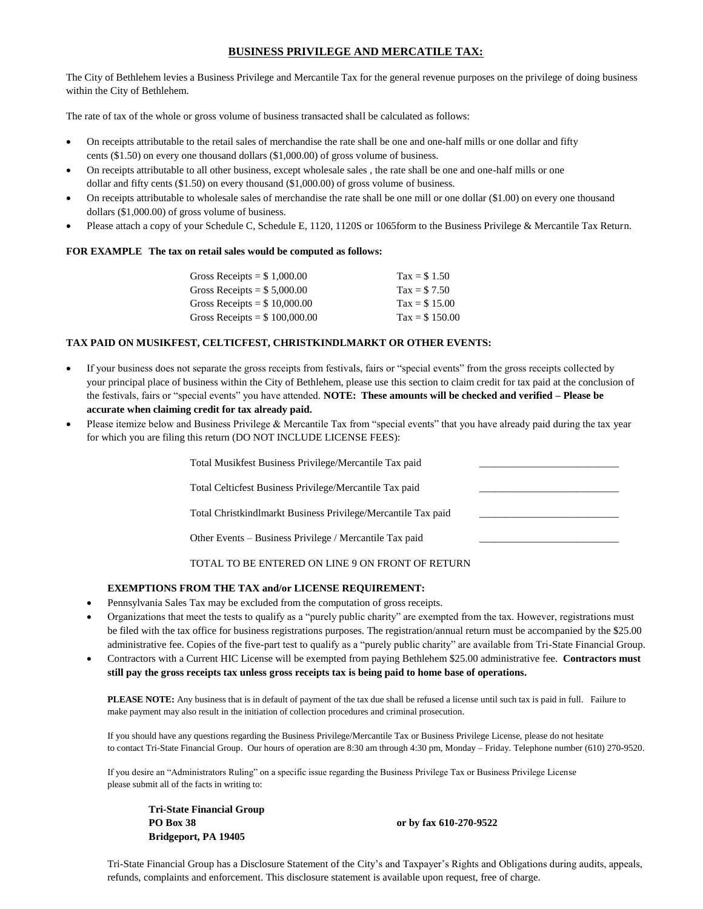## BUSINESS PRIVILEGE AND MERCATILE TAX:

The City of Bethlehem levies a Business Privilege and Mercantile Tax for the general revenue purposes on the privilege of doing business within the City of Bethlehem.

The rate of tax of the whole or gross volume of business transacted shall be calculated as follows:

- On receipts attributable to the retail sales of merchandise the rate shall be one and one-half mills or one dollar and fifty cents ($1.50) on every one thousand dollars ($1,000.00) of gross volume of business.
- On receipts attributable to all other business, except wholesale sales , the rate shall be one and one-half mills or one dollar and fifty cents ($1.50) on every thousand ($1,000.00) of gross volume of business.
- On receipts attributable to wholesale sales of merchandise the rate shall be one mill or one dollar ($1.00) on every one thousand dollars ($1,000.00) of gross volume of business.
- Please attach a copy of your Schedule C, Schedule E, 1120, 1120S or 1065form to the Business Privilege & Mercantile Tax Return.

**FOR EXAMPLE The tax on retail sales would be computed as follows:**

| | |
|---|---|
| Gross Receipts = $ 1,000.00 | Tax = $ 1.50 |
| Gross Receipts = $ 5,000.00 | Tax = $ 7.50 |
| Gross Receipts = $ 10,000.00 | Tax = $ 15.00 |
| Gross Receipts = $ 100,000.00 | Tax = $ 150.00 |

**TAX PAID ON MUSIKFEST, CELTICFEST, CHRISTKINDLMARKT OR OTHER EVENTS:**

- If your business does not separate the gross receipts from festivals, fairs or "special events" from the gross receipts collected by your principal place of business within the City of Bethlehem, please use this section to claim credit for tax paid at the conclusion of the festivals, fairs or "special events" you have attended. **NOTE: These amounts will be checked and verified – Please be accurate when claiming credit for tax already paid.**
- Please itemize below and Business Privilege & Mercantile Tax from "special events" that you have already paid during the tax year for which you are filing this return (DO NOT INCLUDE LICENSE FEES):

Total Musikfest Business Privilege/Mercantile Tax paid ___________________________

Total Celticfest Business Privilege/Mercantile Tax paid ___________________________

Total Christkindlmarkt Business Privilege/Mercantile Tax paid ___________________________

Other Events – Business Privilege / Mercantile Tax paid ___________________________

TOTAL TO BE ENTERED ON LINE 9 ON FRONT OF RETURN

**EXEMPTIONS FROM THE TAX and/or LICENSE REQUIREMENT:**

- Pennsylvania Sales Tax may be excluded from the computation of gross receipts.
- Organizations that meet the tests to qualify as a "purely public charity" are exempted from the tax. However, registrations must be filed with the tax office for business registrations purposes. The registration/annual return must be accompanied by the $25.00 administrative fee. Copies of the five-part test to qualify as a "purely public charity" are available from Tri-State Financial Group.
- Contractors with a Current HIC License will be exempted from paying Bethlehem $25.00 administrative fee. **Contractors must still pay the gross receipts tax unless gross receipts tax is being paid to home base of operations.**

**PLEASE NOTE:** Any business that is in default of payment of the tax due shall be refused a license until such tax is paid in full. Failure to make payment may also result in the initiation of collection procedures and criminal prosecution.

If you should have any questions regarding the Business Privilege/Mercantile Tax or Business Privilege License, please do not hesitate to contact Tri-State Financial Group. Our hours of operation are 8:30 am through 4:30 pm, Monday – Friday. Telephone number (610) 270-9520.

If you desire an "Administrators Ruling" on a specific issue regarding the Business Privilege Tax or Business Privilege License please submit all of the facts in writing to:

**Tri-State Financial Group**
**PO Box 38** **or by fax 610-270-9522**
**Bridgeport, PA 19405**

Tri-State Financial Group has a Disclosure Statement of the City's and Taxpayer's Rights and Obligations during audits, appeals, refunds, complaints and enforcement. This disclosure statement is available upon request, free of charge.